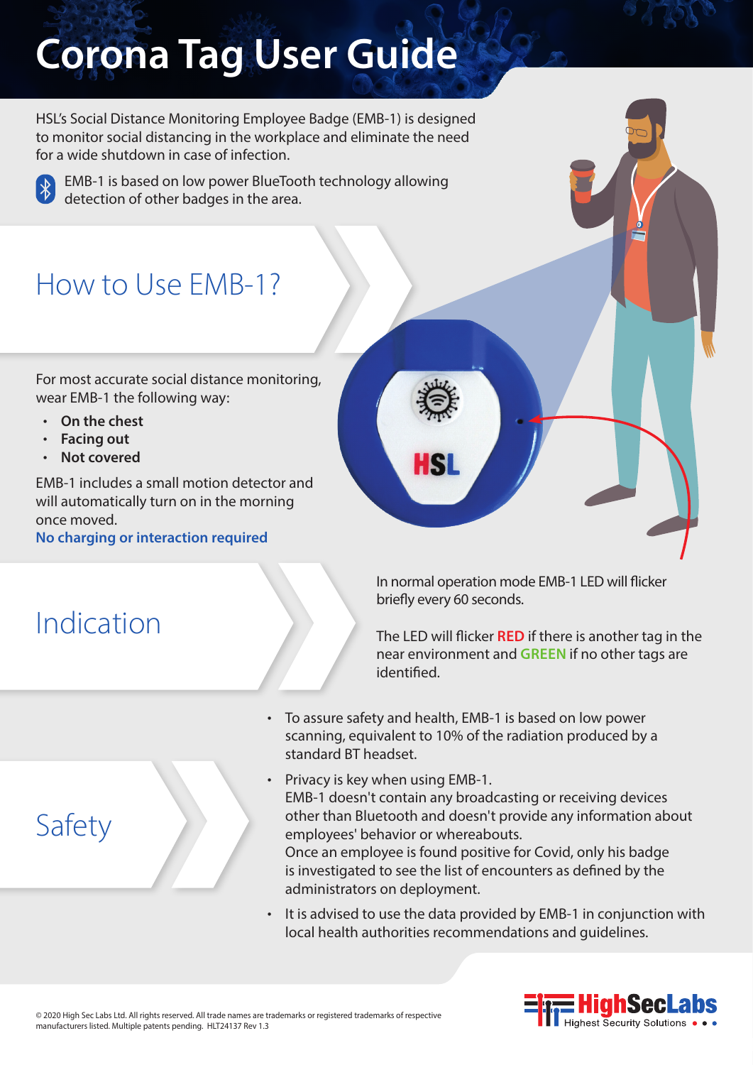# Corona Tag User Guide

HSL's Social Distance Monitoring Employee Badge (EMB-1) is designed to monitor social distancing in the workplace and eliminate the need for a wide shutdown in case of infection.

EMB-1 is based on low power BlueTooth technology allowing detection of other badges in the area.

## How to Use EMB-1?

For most accurate social distance monitoring, wear EMB-1 the following way:

- **On the chest**
- **Facing out**
- **Not covered**

EMB-1 includes a small motion detector and will automatically turn on in the morning once moved.

**No charging or interaction required**

## Indication

In normal operation mode EMB-1 LED will flicker briefly every 60 seconds.

The LED will flicker **RED** if there is another tag in the near environment and **GREEN** if no other tags are identified.

## Safety

- To assure safety and health, EMB-1 is based on low power scanning, equivalent to 10% of the radiation produced by a standard BT headset.
- Privacy is key when using EMB-1.
  EMB-1 doesn't contain any broadcasting or receiving devices other than Bluetooth and doesn't provide any information about employees' behavior or whereabouts.
  Once an employee is found positive for Covid, only his badge is investigated to see the list of encounters as defined by the administrators on deployment.
- It is advised to use the data provided by EMB-1 in conjunction with local health authorities recommendations and guidelines.

© 2020 High Sec Labs Ltd. All rights reserved. All trade names are trademarks or registered trademarks of respective manufacturers listed. Multiple patents pending. HLT24137 Rev 1.3

HighSecLabs – Highest Security Solutions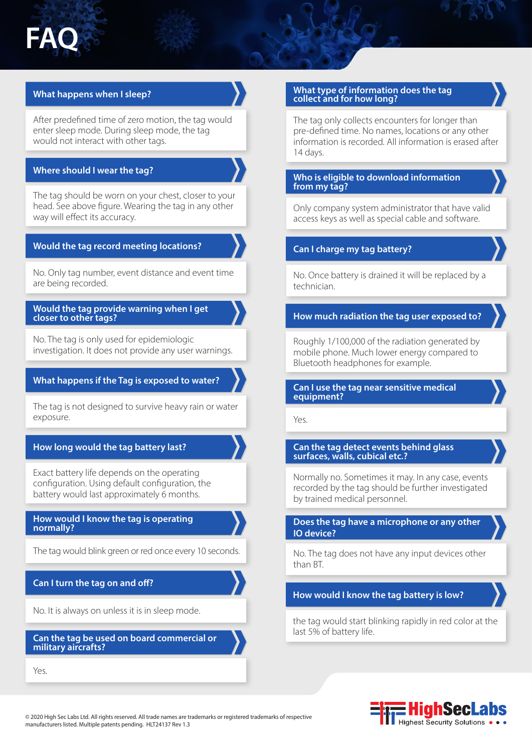# FAQ

### What happens when I sleep?

After predefined time of zero motion, the tag would enter sleep mode. During sleep mode, the tag would not interact with other tags.

### Where should I wear the tag?

The tag should be worn on your chest, closer to your head. See above figure. Wearing the tag in any other way will effect its accuracy.

### Would the tag record meeting locations?

No. Only tag number, event distance and event time are being recorded.

### Would the tag provide warning when I get closer to other tags?

No. The tag is only used for epidemiologic investigation. It does not provide any user warnings.

### What happens if the Tag is exposed to water?

The tag is not designed to survive heavy rain or water exposure.

### How long would the tag battery last?

Exact battery life depends on the operating configuration. Using default configuration, the battery would last approximately 6 months.

### How would I know the tag is operating normally?

The tag would blink green or red once every 10 seconds.

### Can I turn the tag on and off?

No. It is always on unless it is in sleep mode.

### Can the tag be used on board commercial or military aircrafts?

Yes.

### What type of information does the tag collect and for how long?

The tag only collects encounters for longer than pre-defined time. No names, locations or any other information is recorded. All information is erased after 14 days.

### Who is eligible to download information from my tag?

Only company system administrator that have valid access keys as well as special cable and software.

### Can I charge my tag battery?

No. Once battery is drained it will be replaced by a technician.

### How much radiation the tag user exposed to?

Roughly 1/100,000 of the radiation generated by mobile phone. Much lower energy compared to Bluetooth headphones for example.

### Can I use the tag near sensitive medical equipment?

Yes.

### Can the tag detect events behind glass surfaces, walls, cubical etc.?

Normally no. Sometimes it may. In any case, events recorded by the tag should be further investigated by trained medical personnel.

### Does the tag have a microphone or any other IO device?

No. The tag does not have any input devices other than BT.

### How would I know the tag battery is low?

the tag would start blinking rapidly in red color at the last 5% of battery life.

© 2020 High Sec Labs Ltd. All rights reserved. All trade names are trademarks or registered trademarks of respective manufacturers listed. Multiple patents pending. HLT24137 Rev 1.3

HighSecLabs
Highest Security Solutions